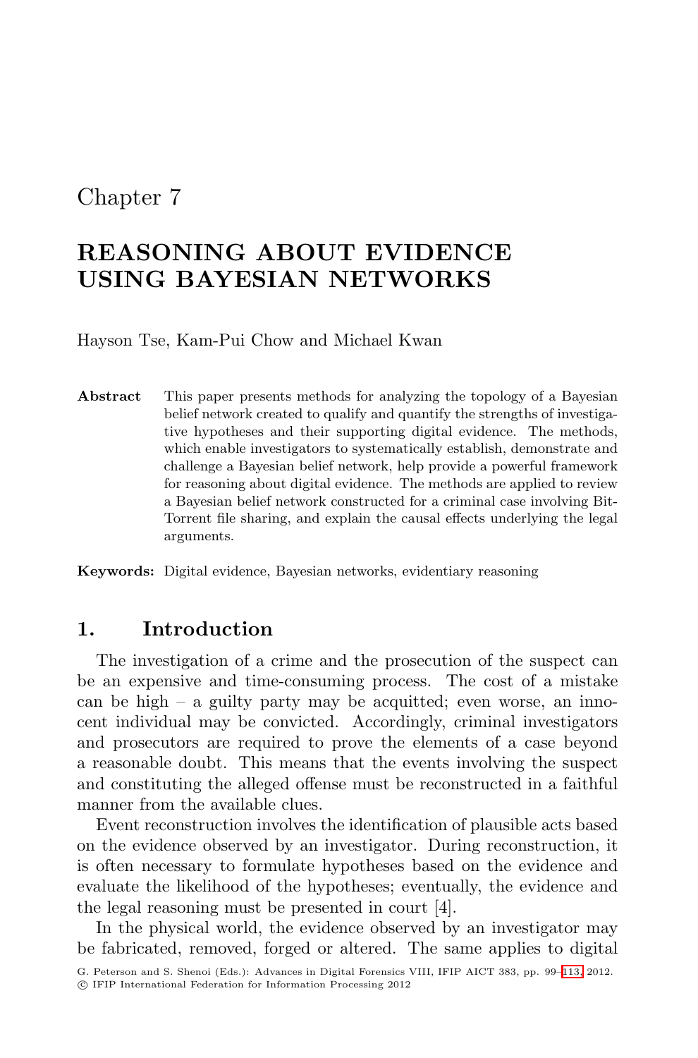Chapter 7

# REASONING ABOUT EVIDENCE USING BAYESIAN NETWORKS

Hayson Tse, Kam-Pui Chow and Michael Kwan

**Abstract** This paper presents methods for analyzing the topology of a Bayesian belief network created to qualify and quantify the strengths of investigative hypotheses and their supporting digital evidence. The methods, which enable investigators to systematically establish, demonstrate and challenge a Bayesian belief network, help provide a powerful framework for reasoning about digital evidence. The methods are applied to review a Bayesian belief network constructed for a criminal case involving BitTorrent file sharing, and explain the causal effects underlying the legal arguments.

**Keywords:** Digital evidence, Bayesian networks, evidentiary reasoning

## 1. Introduction

The investigation of a crime and the prosecution of the suspect can be an expensive and time-consuming process. The cost of a mistake can be high – a guilty party may be acquitted; even worse, an innocent individual may be convicted. Accordingly, criminal investigators and prosecutors are required to prove the elements of a case beyond a reasonable doubt. This means that the events involving the suspect and constituting the alleged offense must be reconstructed in a faithful manner from the available clues.

Event reconstruction involves the identification of plausible acts based on the evidence observed by an investigator. During reconstruction, it is often necessary to formulate hypotheses based on the evidence and evaluate the likelihood of the hypotheses; eventually, the evidence and the legal reasoning must be presented in court [4].

In the physical world, the evidence observed by an investigator may be fabricated, removed, forged or altered. The same applies to digital

G. Peterson and S. Shenoi (Eds.): Advances in Digital Forensics VIII, IFIP AICT 383, pp. 99–113, 2012.
© IFIP International Federation for Information Processing 2012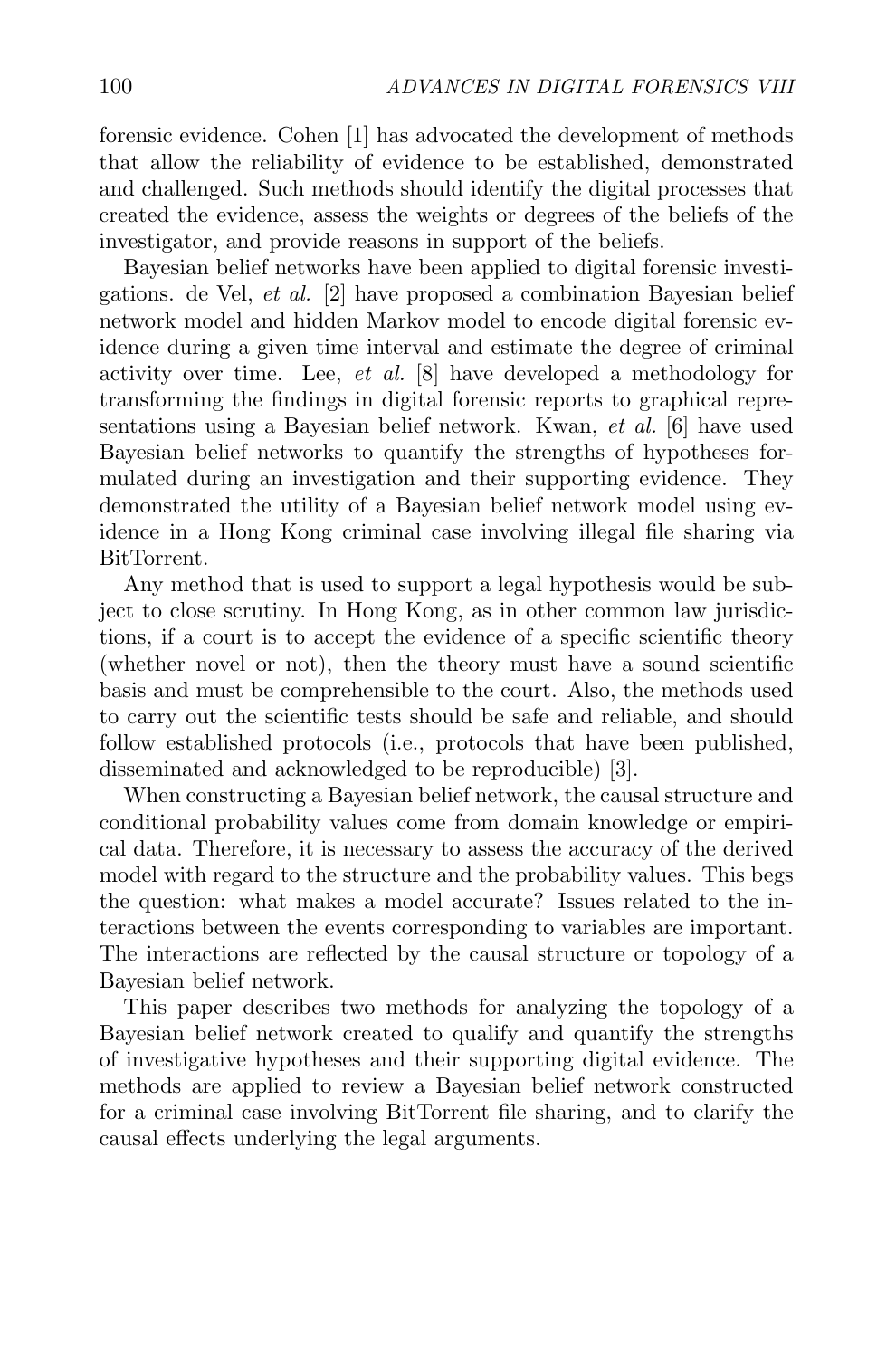forensic evidence. Cohen [1] has advocated the development of methods that allow the reliability of evidence to be established, demonstrated and challenged. Such methods should identify the digital processes that created the evidence, assess the weights or degrees of the beliefs of the investigator, and provide reasons in support of the beliefs.

Bayesian belief networks have been applied to digital forensic investigations. de Vel, *et al.* [2] have proposed a combination Bayesian belief network model and hidden Markov model to encode digital forensic evidence during a given time interval and estimate the degree of criminal activity over time. Lee, *et al.* [8] have developed a methodology for transforming the findings in digital forensic reports to graphical representations using a Bayesian belief network. Kwan, *et al.* [6] have used Bayesian belief networks to quantify the strengths of hypotheses formulated during an investigation and their supporting evidence. They demonstrated the utility of a Bayesian belief network model using evidence in a Hong Kong criminal case involving illegal file sharing via BitTorrent.

Any method that is used to support a legal hypothesis would be subject to close scrutiny. In Hong Kong, as in other common law jurisdictions, if a court is to accept the evidence of a specific scientific theory (whether novel or not), then the theory must have a sound scientific basis and must be comprehensible to the court. Also, the methods used to carry out the scientific tests should be safe and reliable, and should follow established protocols (i.e., protocols that have been published, disseminated and acknowledged to be reproducible) [3].

When constructing a Bayesian belief network, the causal structure and conditional probability values come from domain knowledge or empirical data. Therefore, it is necessary to assess the accuracy of the derived model with regard to the structure and the probability values. This begs the question: what makes a model accurate? Issues related to the interactions between the events corresponding to variables are important. The interactions are reflected by the causal structure or topology of a Bayesian belief network.

This paper describes two methods for analyzing the topology of a Bayesian belief network created to qualify and quantify the strengths of investigative hypotheses and their supporting digital evidence. The methods are applied to review a Bayesian belief network constructed for a criminal case involving BitTorrent file sharing, and to clarify the causal effects underlying the legal arguments.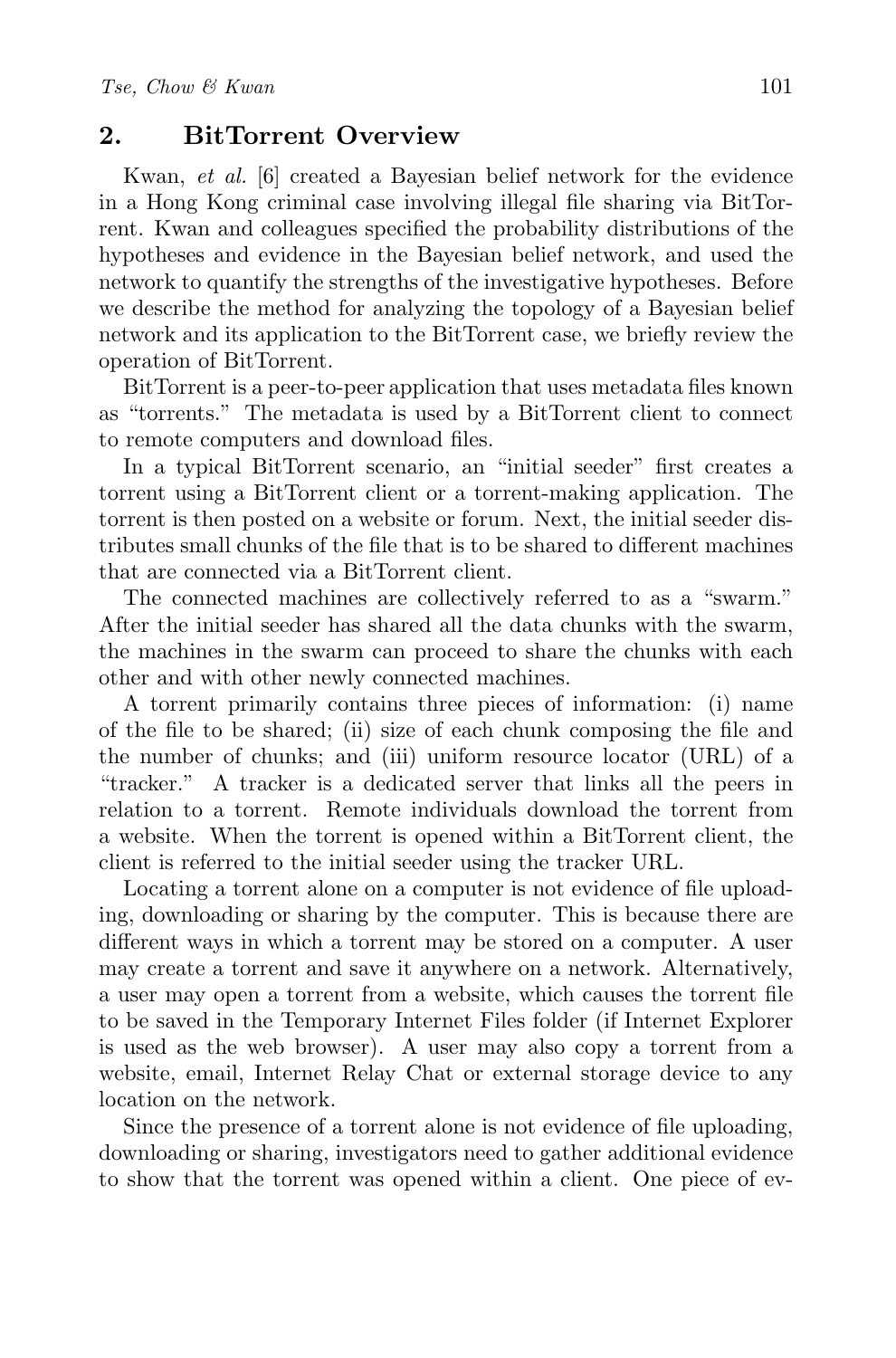## 2. BitTorrent Overview

Kwan, *et al.* [6] created a Bayesian belief network for the evidence in a Hong Kong criminal case involving illegal file sharing via BitTorrent. Kwan and colleagues specified the probability distributions of the hypotheses and evidence in the Bayesian belief network, and used the network to quantify the strengths of the investigative hypotheses. Before we describe the method for analyzing the topology of a Bayesian belief network and its application to the BitTorrent case, we briefly review the operation of BitTorrent.

BitTorrent is a peer-to-peer application that uses metadata files known as "torrents." The metadata is used by a BitTorrent client to connect to remote computers and download files.

In a typical BitTorrent scenario, an "initial seeder" first creates a torrent using a BitTorrent client or a torrent-making application. The torrent is then posted on a website or forum. Next, the initial seeder distributes small chunks of the file that is to be shared to different machines that are connected via a BitTorrent client.

The connected machines are collectively referred to as a "swarm." After the initial seeder has shared all the data chunks with the swarm, the machines in the swarm can proceed to share the chunks with each other and with other newly connected machines.

A torrent primarily contains three pieces of information: (i) name of the file to be shared; (ii) size of each chunk composing the file and the number of chunks; and (iii) uniform resource locator (URL) of a "tracker." A tracker is a dedicated server that links all the peers in relation to a torrent. Remote individuals download the torrent from a website. When the torrent is opened within a BitTorrent client, the client is referred to the initial seeder using the tracker URL.

Locating a torrent alone on a computer is not evidence of file uploading, downloading or sharing by the computer. This is because there are different ways in which a torrent may be stored on a computer. A user may create a torrent and save it anywhere on a network. Alternatively, a user may open a torrent from a website, which causes the torrent file to be saved in the Temporary Internet Files folder (if Internet Explorer is used as the web browser). A user may also copy a torrent from a website, email, Internet Relay Chat or external storage device to any location on the network.

Since the presence of a torrent alone is not evidence of file uploading, downloading or sharing, investigators need to gather additional evidence to show that the torrent was opened within a client. One piece of ev-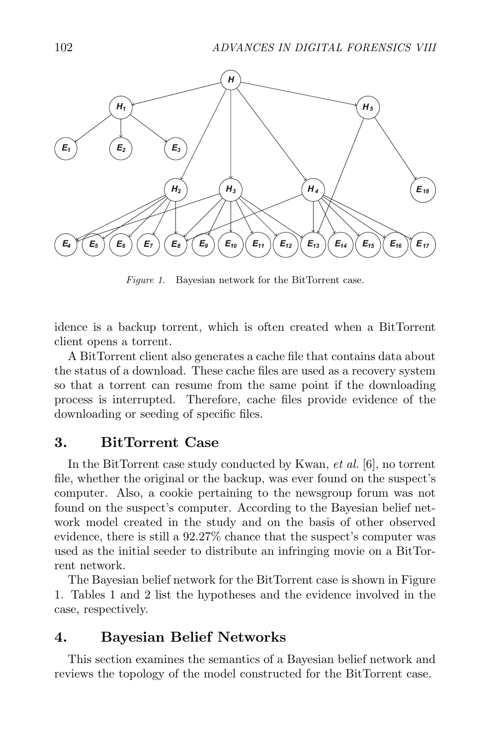Figure 1. Bayesian network for the BitTorrent case.

idence is a backup torrent, which is often created when a BitTorrent client opens a torrent.

A BitTorrent client also generates a cache file that contains data about the status of a download. These cache files are used as a recovery system so that a torrent can resume from the same point if the downloading process is interrupted. Therefore, cache files provide evidence of the downloading or seeding of specific files.

## 3. BitTorrent Case

In the BitTorrent case study conducted by Kwan, *et al.* [6], no torrent file, whether the original or the backup, was ever found on the suspect's computer. Also, a cookie pertaining to the newsgroup forum was not found on the suspect's computer. According to the Bayesian belief network model created in the study and on the basis of other observed evidence, there is still a 92.27% chance that the suspect's computer was used as the initial seeder to distribute an infringing movie on a BitTorrent network.

The Bayesian belief network for the BitTorrent case is shown in Figure 1. Tables 1 and 2 list the hypotheses and the evidence involved in the case, respectively.

## 4. Bayesian Belief Networks

This section examines the semantics of a Bayesian belief network and reviews the topology of the model constructed for the BitTorrent case.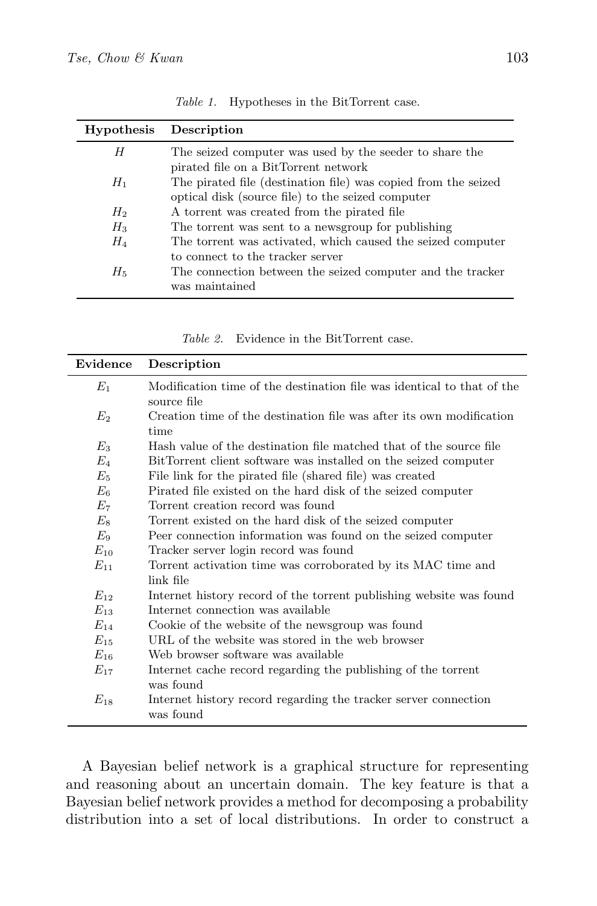*Table 1.* Hypotheses in the BitTorrent case.

| Hypothesis | Description |
|---|---|
| $H$ | The seized computer was used by the seeder to share the pirated file on a BitTorrent network |
| $H_1$ | The pirated file (destination file) was copied from the seized optical disk (source file) to the seized computer |
| $H_2$ | A torrent was created from the pirated file |
| $H_3$ | The torrent was sent to a newsgroup for publishing |
| $H_4$ | The torrent was activated, which caused the seized computer to connect to the tracker server |
| $H_5$ | The connection between the seized computer and the tracker was maintained |

*Table 2.* Evidence in the BitTorrent case.

| Evidence | Description |
|---|---|
| $E_1$ | Modification time of the destination file was identical to that of the source file |
| $E_2$ | Creation time of the destination file was after its own modification time |
| $E_3$ | Hash value of the destination file matched that of the source file |
| $E_4$ | BitTorrent client software was installed on the seized computer |
| $E_5$ | File link for the pirated file (shared file) was created |
| $E_6$ | Pirated file existed on the hard disk of the seized computer |
| $E_7$ | Torrent creation record was found |
| $E_8$ | Torrent existed on the hard disk of the seized computer |
| $E_9$ | Peer connection information was found on the seized computer |
| $E_{10}$ | Tracker server login record was found |
| $E_{11}$ | Torrent activation time was corroborated by its MAC time and link file |
| $E_{12}$ | Internet history record of the torrent publishing website was found |
| $E_{13}$ | Internet connection was available |
| $E_{14}$ | Cookie of the website of the newsgroup was found |
| $E_{15}$ | URL of the website was stored in the web browser |
| $E_{16}$ | Web browser software was available |
| $E_{17}$ | Internet cache record regarding the publishing of the torrent was found |
| $E_{18}$ | Internet history record regarding the tracker server connection was found |

A Bayesian belief network is a graphical structure for representing and reasoning about an uncertain domain. The key feature is that a Bayesian belief network provides a method for decomposing a probability distribution into a set of local distributions. In order to construct a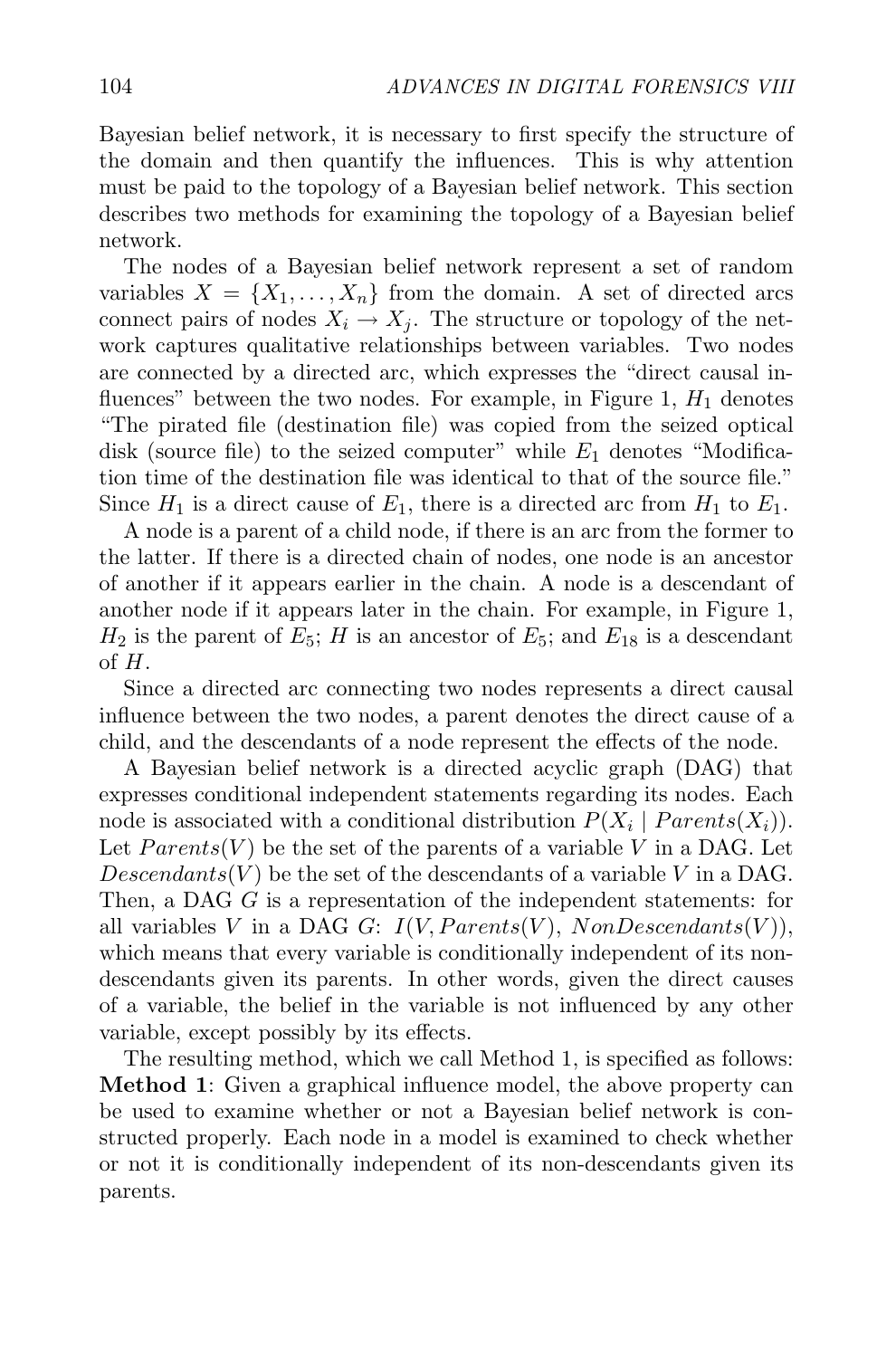Bayesian belief network, it is necessary to first specify the structure of the domain and then quantify the influences. This is why attention must be paid to the topology of a Bayesian belief network. This section describes two methods for examining the topology of a Bayesian belief network.

The nodes of a Bayesian belief network represent a set of random variables $X = \{X_1, \ldots, X_n\}$ from the domain. A set of directed arcs connect pairs of nodes $X_i \rightarrow X_j$. The structure or topology of the network captures qualitative relationships between variables. Two nodes are connected by a directed arc, which expresses the "direct causal influences" between the two nodes. For example, in Figure 1, $H_1$ denotes "The pirated file (destination file) was copied from the seized optical disk (source file) to the seized computer" while $E_1$ denotes "Modification time of the destination file was identical to that of the source file." Since $H_1$ is a direct cause of $E_1$, there is a directed arc from $H_1$ to $E_1$.

A node is a parent of a child node, if there is an arc from the former to the latter. If there is a directed chain of nodes, one node is an ancestor of another if it appears earlier in the chain. A node is a descendant of another node if it appears later in the chain. For example, in Figure 1, $H_2$ is the parent of $E_5$; $H$ is an ancestor of $E_5$; and $E_{18}$ is a descendant of $H$.

Since a directed arc connecting two nodes represents a direct causal influence between the two nodes, a parent denotes the direct cause of a child, and the descendants of a node represent the effects of the node.

A Bayesian belief network is a directed acyclic graph (DAG) that expresses conditional independent statements regarding its nodes. Each node is associated with a conditional distribution $P(X_i \mid Parents(X_i))$. Let $Parents(V)$ be the set of the parents of a variable $V$ in a DAG. Let $Descendants(V)$ be the set of the descendants of a variable $V$ in a DAG. Then, a DAG $G$ is a representation of the independent statements: for all variables $V$ in a DAG $G$: $I(V, Parents(V), NonDescendants(V))$, which means that every variable is conditionally independent of its non-descendants given its parents. In other words, given the direct causes of a variable, the belief in the variable is not influenced by any other variable, except possibly by its effects.

The resulting method, which we call Method 1, is specified as follows:
**Method 1**: Given a graphical influence model, the above property can be used to examine whether or not a Bayesian belief network is constructed properly. Each node in a model is examined to check whether or not it is conditionally independent of its non-descendants given its parents.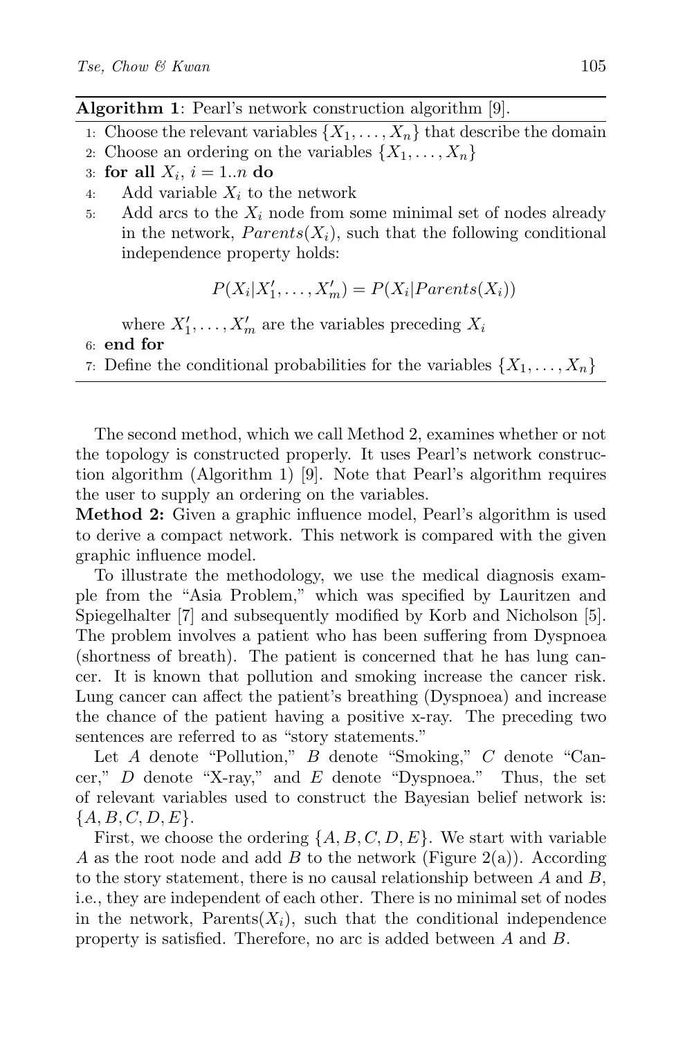**Algorithm 1**: Pearl's network construction algorithm [9].

```
1: Choose the relevant variables {X_1, ..., X_n} that describe the domain
2: Choose an ordering on the variables {X_1, ..., X_n}
3: for all X_i, i = 1..n do
4:     Add variable X_i to the network
5:     Add arcs to the X_i node from some minimal set of nodes already
       in the network, Parents(X_i), such that the following conditional
       independence property holds:

           P(X_i | X'_1, ..., X'_m) = P(X_i | Parents(X_i))

       where X'_1, ..., X'_m are the variables preceding X_i
6: end for
7: Define the conditional probabilities for the variables {X_1, ..., X_n}
```

The second method, which we call Method 2, examines whether or not the topology is constructed properly. It uses Pearl's network construction algorithm (Algorithm 1) [9]. Note that Pearl's algorithm requires the user to supply an ordering on the variables.

**Method 2:** Given a graphic influence model, Pearl's algorithm is used to derive a compact network. This network is compared with the given graphic influence model.

To illustrate the methodology, we use the medical diagnosis example from the "Asia Problem," which was specified by Lauritzen and Spiegelhalter [7] and subsequently modified by Korb and Nicholson [5]. The problem involves a patient who has been suffering from Dyspnoea (shortness of breath). The patient is concerned that he has lung cancer. It is known that pollution and smoking increase the cancer risk. Lung cancer can affect the patient's breathing (Dyspnoea) and increase the chance of the patient having a positive x-ray. The preceding two sentences are referred to as "story statements."

Let $A$ denote "Pollution," $B$ denote "Smoking," $C$ denote "Cancer," $D$ denote "X-ray," and $E$ denote "Dyspnoea." Thus, the set of relevant variables used to construct the Bayesian belief network is: $\{A, B, C, D, E\}$.

First, we choose the ordering $\{A, B, C, D, E\}$. We start with variable $A$ as the root node and add $B$ to the network (Figure 2(a)). According to the story statement, there is no causal relationship between $A$ and $B$, i.e., they are independent of each other. There is no minimal set of nodes in the network, $\text{Parents}(X_i)$, such that the conditional independence property is satisfied. Therefore, no arc is added between $A$ and $B$.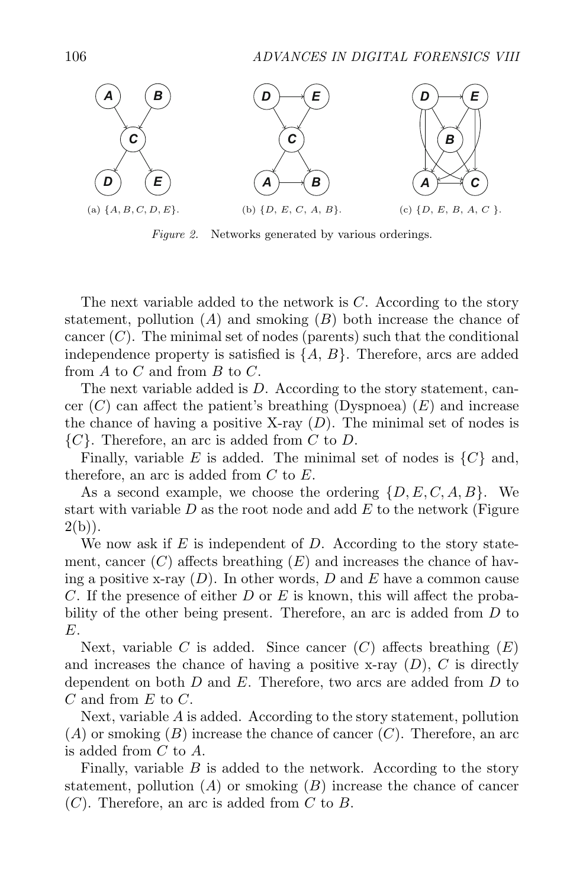(a) $\{A, B, C, D, E\}$.

(b) $\{D, E, C, A, B\}$.

(c) $\{D, E, B, A, C\}$.

*Figure 2.* Networks generated by various orderings.

The next variable added to the network is $C$. According to the story statement, pollution ($A$) and smoking ($B$) both increase the chance of cancer ($C$). The minimal set of nodes (parents) such that the conditional independence property is satisfied is $\{A, B\}$. Therefore, arcs are added from $A$ to $C$ and from $B$ to $C$.

The next variable added is $D$. According to the story statement, cancer ($C$) can affect the patient's breathing (Dyspnoea) ($E$) and increase the chance of having a positive X-ray ($D$). The minimal set of nodes is $\{C\}$. Therefore, an arc is added from $C$ to $D$.

Finally, variable $E$ is added. The minimal set of nodes is $\{C\}$ and, therefore, an arc is added from $C$ to $E$.

As a second example, we choose the ordering $\{D, E, C, A, B\}$. We start with variable $D$ as the root node and add $E$ to the network (Figure 2(b)).

We now ask if $E$ is independent of $D$. According to the story statement, cancer ($C$) affects breathing ($E$) and increases the chance of having a positive x-ray ($D$). In other words, $D$ and $E$ have a common cause $C$. If the presence of either $D$ or $E$ is known, this will affect the probability of the other being present. Therefore, an arc is added from $D$ to $E$.

Next, variable $C$ is added. Since cancer ($C$) affects breathing ($E$) and increases the chance of having a positive x-ray ($D$), $C$ is directly dependent on both $D$ and $E$. Therefore, two arcs are added from $D$ to $C$ and from $E$ to $C$.

Next, variable $A$ is added. According to the story statement, pollution ($A$) or smoking ($B$) increase the chance of cancer ($C$). Therefore, an arc is added from $C$ to $A$.

Finally, variable $B$ is added to the network. According to the story statement, pollution ($A$) or smoking ($B$) increase the chance of cancer ($C$). Therefore, an arc is added from $C$ to $B$.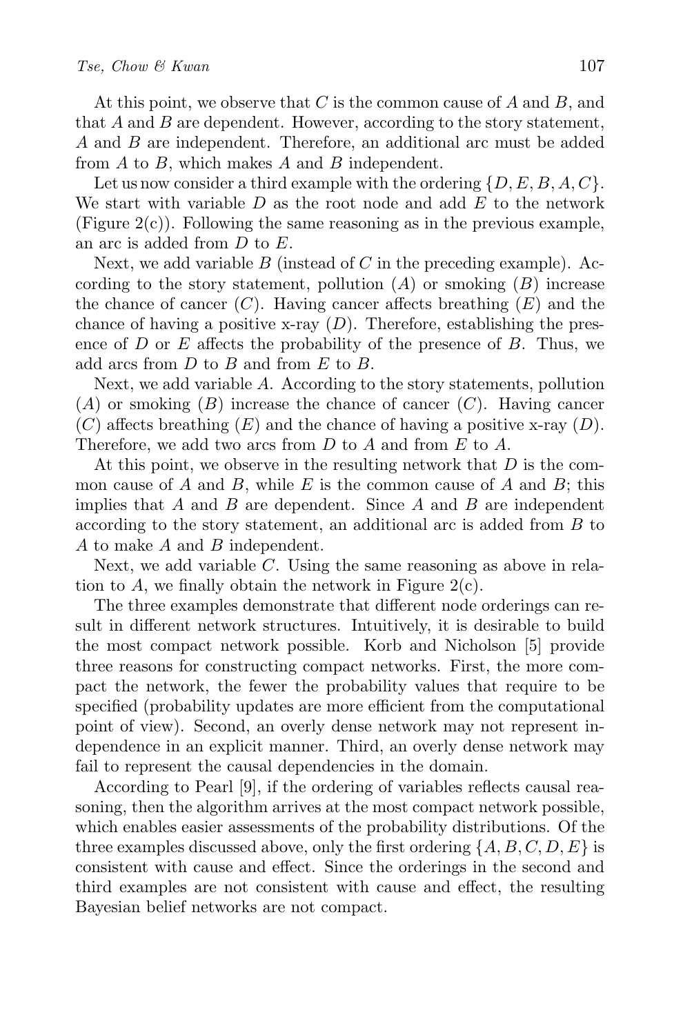At this point, we observe that $C$ is the common cause of $A$ and $B$, and that $A$ and $B$ are dependent. However, according to the story statement, $A$ and $B$ are independent. Therefore, an additional arc must be added from $A$ to $B$, which makes $A$ and $B$ independent.

Let us now consider a third example with the ordering $\{D, E, B, A, C\}$. We start with variable $D$ as the root node and add $E$ to the network (Figure 2(c)). Following the same reasoning as in the previous example, an arc is added from $D$ to $E$.

Next, we add variable $B$ (instead of $C$ in the preceding example). According to the story statement, pollution ($A$) or smoking ($B$) increase the chance of cancer ($C$). Having cancer affects breathing ($E$) and the chance of having a positive x-ray ($D$). Therefore, establishing the presence of $D$ or $E$ affects the probability of the presence of $B$. Thus, we add arcs from $D$ to $B$ and from $E$ to $B$.

Next, we add variable $A$. According to the story statements, pollution ($A$) or smoking ($B$) increase the chance of cancer ($C$). Having cancer ($C$) affects breathing ($E$) and the chance of having a positive x-ray ($D$). Therefore, we add two arcs from $D$ to $A$ and from $E$ to $A$.

At this point, we observe in the resulting network that $D$ is the common cause of $A$ and $B$, while $E$ is the common cause of $A$ and $B$; this implies that $A$ and $B$ are dependent. Since $A$ and $B$ are independent according to the story statement, an additional arc is added from $B$ to $A$ to make $A$ and $B$ independent.

Next, we add variable $C$. Using the same reasoning as above in relation to $A$, we finally obtain the network in Figure 2(c).

The three examples demonstrate that different node orderings can result in different network structures. Intuitively, it is desirable to build the most compact network possible. Korb and Nicholson [5] provide three reasons for constructing compact networks. First, the more compact the network, the fewer the probability values that require to be specified (probability updates are more efficient from the computational point of view). Second, an overly dense network may not represent independence in an explicit manner. Third, an overly dense network may fail to represent the causal dependencies in the domain.

According to Pearl [9], if the ordering of variables reflects causal reasoning, then the algorithm arrives at the most compact network possible, which enables easier assessments of the probability distributions. Of the three examples discussed above, only the first ordering $\{A, B, C, D, E\}$ is consistent with cause and effect. Since the orderings in the second and third examples are not consistent with cause and effect, the resulting Bayesian belief networks are not compact.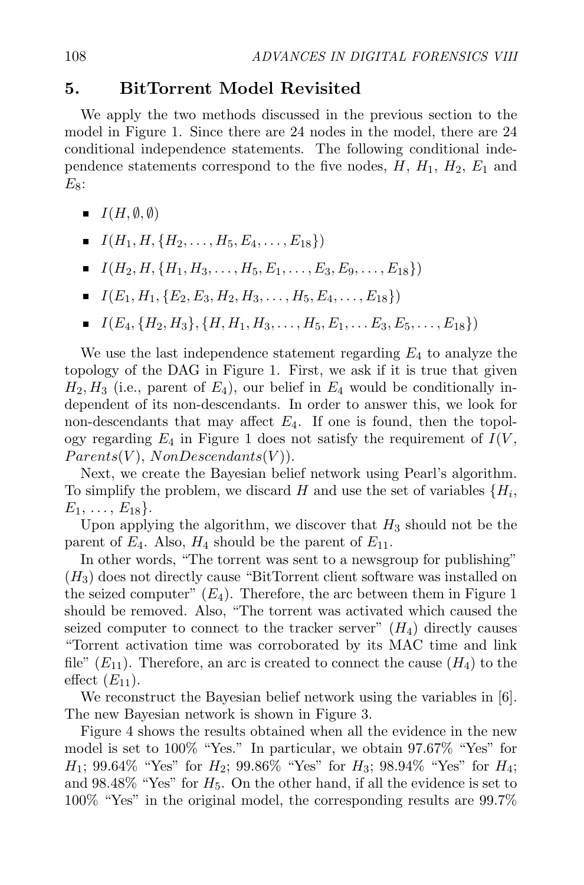## 5. BitTorrent Model Revisited

We apply the two methods discussed in the previous section to the model in Figure 1. Since there are 24 nodes in the model, there are 24 conditional independence statements. The following conditional independence statements correspond to the five nodes, $H$, $H_1$, $H_2$, $E_1$ and $E_8$:

- $I(H, \emptyset, \emptyset)$
- $I(H_1, H, \{H_2, \ldots, H_5, E_4, \ldots, E_{18}\})$
- $I(H_2, H, \{H_1, H_3, \ldots, H_5, E_1, \ldots, E_3, E_9, \ldots, E_{18}\})$
- $I(E_1, H_1, \{E_2, E_3, H_2, H_3, \ldots, H_5, E_4, \ldots, E_{18}\})$
- $I(E_4, \{H_2, H_3\}, \{H, H_1, H_3, \ldots, H_5, E_1, \ldots E_3, E_5, \ldots, E_{18}\})$

We use the last independence statement regarding $E_4$ to analyze the topology of the DAG in Figure 1. First, we ask if it is true that given $H_2, H_3$ (i.e., parent of $E_4$), our belief in $E_4$ would be conditionally independent of its non-descendants. In order to answer this, we look for non-descendants that may affect $E_4$. If one is found, then the topology regarding $E_4$ in Figure 1 does not satisfy the requirement of $I(V, Parents(V), NonDescendants(V))$.

Next, we create the Bayesian belief network using Pearl's algorithm. To simplify the problem, we discard $H$ and use the set of variables $\{H_i, E_1, \ldots, E_{18}\}$.

Upon applying the algorithm, we discover that $H_3$ should not be the parent of $E_4$. Also, $H_4$ should be the parent of $E_{11}$.

In other words, "The torrent was sent to a newsgroup for publishing" ($H_3$) does not directly cause "BitTorrent client software was installed on the seized computer" ($E_4$). Therefore, the arc between them in Figure 1 should be removed. Also, "The torrent was activated which caused the seized computer to connect to the tracker server" ($H_4$) directly causes "Torrent activation time was corroborated by its MAC time and link file" ($E_{11}$). Therefore, an arc is created to connect the cause ($H_4$) to the effect ($E_{11}$).

We reconstruct the Bayesian belief network using the variables in [6]. The new Bayesian network is shown in Figure 3.

Figure 4 shows the results obtained when all the evidence in the new model is set to 100% "Yes." In particular, we obtain 97.67% "Yes" for $H_1$; 99.64% "Yes" for $H_2$; 99.86% "Yes" for $H_3$; 98.94% "Yes" for $H_4$; and 98.48% "Yes" for $H_5$. On the other hand, if all the evidence is set to 100% "Yes" in the original model, the corresponding results are 99.7%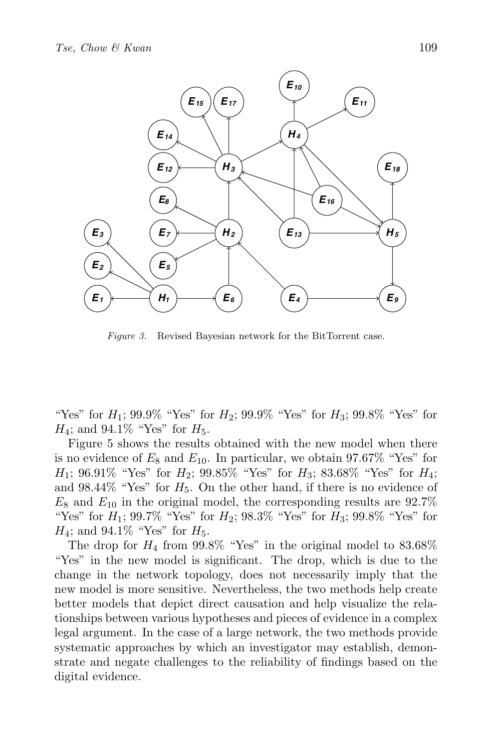*Figure 3.* Revised Bayesian network for the BitTorrent case.

"Yes" for $H_1$; 99.9% "Yes" for $H_2$; 99.9% "Yes" for $H_3$; 99.8% "Yes" for $H_4$; and 94.1% "Yes" for $H_5$.

Figure 5 shows the results obtained with the new model when there is no evidence of $E_8$ and $E_{10}$. In particular, we obtain 97.67% "Yes" for $H_1$; 96.91% "Yes" for $H_2$; 99.85% "Yes" for $H_3$; 83.68% "Yes" for $H_4$; and 98.44% "Yes" for $H_5$. On the other hand, if there is no evidence of $E_8$ and $E_{10}$ in the original model, the corresponding results are 92.7% "Yes" for $H_1$; 99.7% "Yes" for $H_2$; 98.3% "Yes" for $H_3$; 99.8% "Yes" for $H_4$; and 94.1% "Yes" for $H_5$.

The drop for $H_4$ from 99.8% "Yes" in the original model to 83.68% "Yes" in the new model is significant. The drop, which is due to the change in the network topology, does not necessarily imply that the new model is more sensitive. Nevertheless, the two methods help create better models that depict direct causation and help visualize the relationships between various hypotheses and pieces of evidence in a complex legal argument. In the case of a large network, the two methods provide systematic approaches by which an investigator may establish, demonstrate and negate challenges to the reliability of findings based on the digital evidence.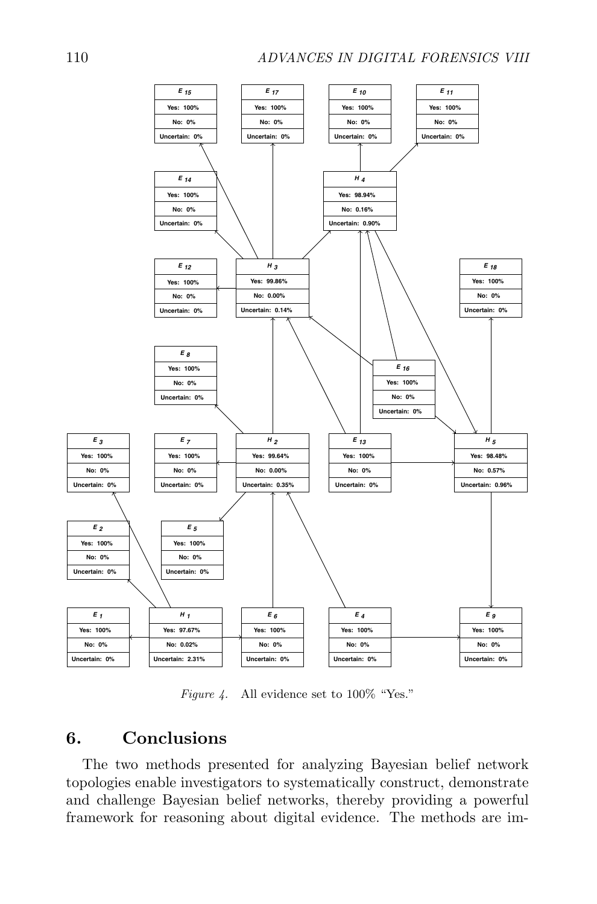Figure 4. All evidence set to 100% "Yes."

## 6. Conclusions

The two methods presented for analyzing Bayesian belief network topologies enable investigators to systematically construct, demonstrate and challenge Bayesian belief networks, thereby providing a powerful framework for reasoning about digital evidence. The methods are im-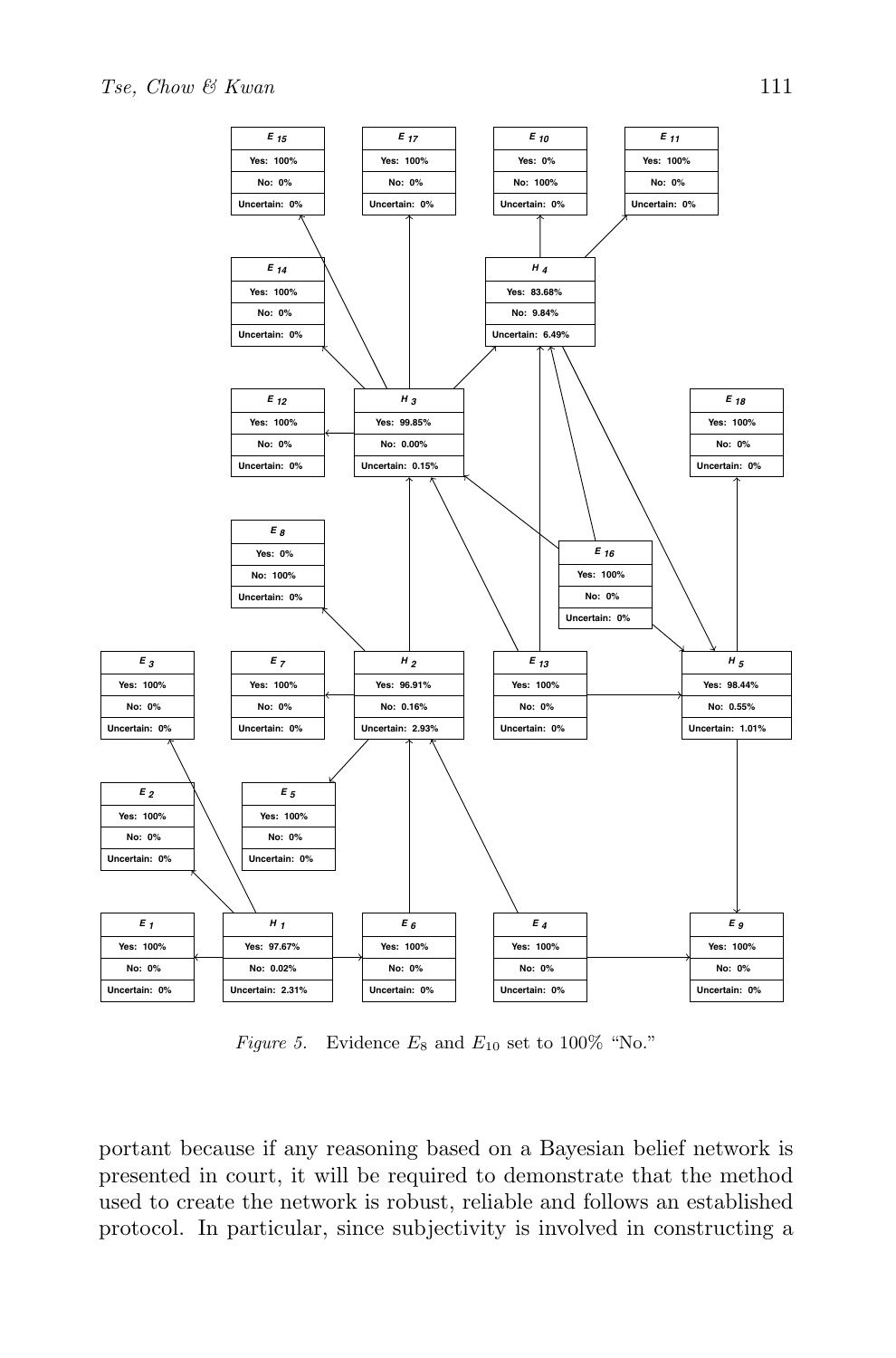| Node | Yes | No | Uncertain |
| --- | --- | --- | --- |
| $E_{15}$ | 100% | 0% | 0% |
| $E_{17}$ | 100% | 0% | 0% |
| $E_{10}$ | 0% | 100% | 0% |
| $E_{11}$ | 100% | 0% | 0% |
| $E_{14}$ | 100% | 0% | 0% |
| $H_4$ | 83.68% | 9.84% | 6.49% |
| $E_{12}$ | 100% | 0% | 0% |
| $H_3$ | 99.85% | 0.00% | 0.15% |
| $E_{18}$ | 100% | 0% | 0% |
| $E_8$ | 0% | 100% | 0% |
| $E_{16}$ | 100% | 0% | 0% |
| $E_3$ | 100% | 0% | 0% |
| $E_7$ | 100% | 0% | 0% |
| $H_2$ | 96.91% | 0.16% | 2.93% |
| $E_{13}$ | 100% | 0% | 0% |
| $H_5$ | 98.44% | 0.55% | 1.01% |
| $E_2$ | 100% | 0% | 0% |
| $E_5$ | 100% | 0% | 0% |
| $E_1$ | 100% | 0% | 0% |
| $H_1$ | 97.67% | 0.02% | 2.31% |
| $E_6$ | 100% | 0% | 0% |
| $E_4$ | 100% | 0% | 0% |
| $E_9$ | 100% | 0% | 0% |

*Figure 5.* Evidence $E_8$ and $E_{10}$ set to 100% "No."

portant because if any reasoning based on a Bayesian belief network is presented in court, it will be required to demonstrate that the method used to create the network is robust, reliable and follows an established protocol. In particular, since subjectivity is involved in constructing a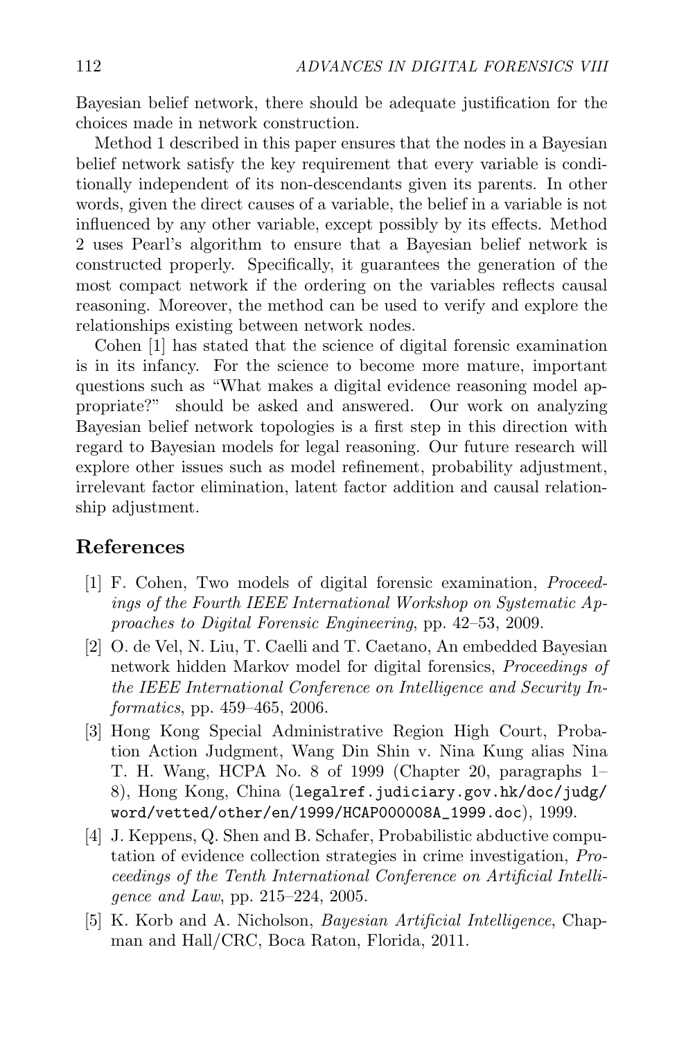Bayesian belief network, there should be adequate justification for the choices made in network construction.

Method 1 described in this paper ensures that the nodes in a Bayesian belief network satisfy the key requirement that every variable is conditionally independent of its non-descendants given its parents. In other words, given the direct causes of a variable, the belief in a variable is not influenced by any other variable, except possibly by its effects. Method 2 uses Pearl's algorithm to ensure that a Bayesian belief network is constructed properly. Specifically, it guarantees the generation of the most compact network if the ordering on the variables reflects causal reasoning. Moreover, the method can be used to verify and explore the relationships existing between network nodes.

Cohen [1] has stated that the science of digital forensic examination is in its infancy. For the science to become more mature, important questions such as "What makes a digital evidence reasoning model appropriate?" should be asked and answered. Our work on analyzing Bayesian belief network topologies is a first step in this direction with regard to Bayesian models for legal reasoning. Our future research will explore other issues such as model refinement, probability adjustment, irrelevant factor elimination, latent factor addition and causal relationship adjustment.

## References

[1] F. Cohen, Two models of digital forensic examination, *Proceedings of the Fourth IEEE International Workshop on Systematic Approaches to Digital Forensic Engineering*, pp. 42–53, 2009.

[2] O. de Vel, N. Liu, T. Caelli and T. Caetano, An embedded Bayesian network hidden Markov model for digital forensics, *Proceedings of the IEEE International Conference on Intelligence and Security Informatics*, pp. 459–465, 2006.

[3] Hong Kong Special Administrative Region High Court, Probation Action Judgment, Wang Din Shin v. Nina Kung alias Nina T. H. Wang, HCPA No. 8 of 1999 (Chapter 20, paragraphs 1–8), Hong Kong, China (`legalref.judiciary.gov.hk/doc/judg/word/vetted/other/en/1999/HCAP000008A_1999.doc`), 1999.

[4] J. Keppens, Q. Shen and B. Schafer, Probabilistic abductive computation of evidence collection strategies in crime investigation, *Proceedings of the Tenth International Conference on Artificial Intelligence and Law*, pp. 215–224, 2005.

[5] K. Korb and A. Nicholson, *Bayesian Artificial Intelligence*, Chapman and Hall/CRC, Boca Raton, Florida, 2011.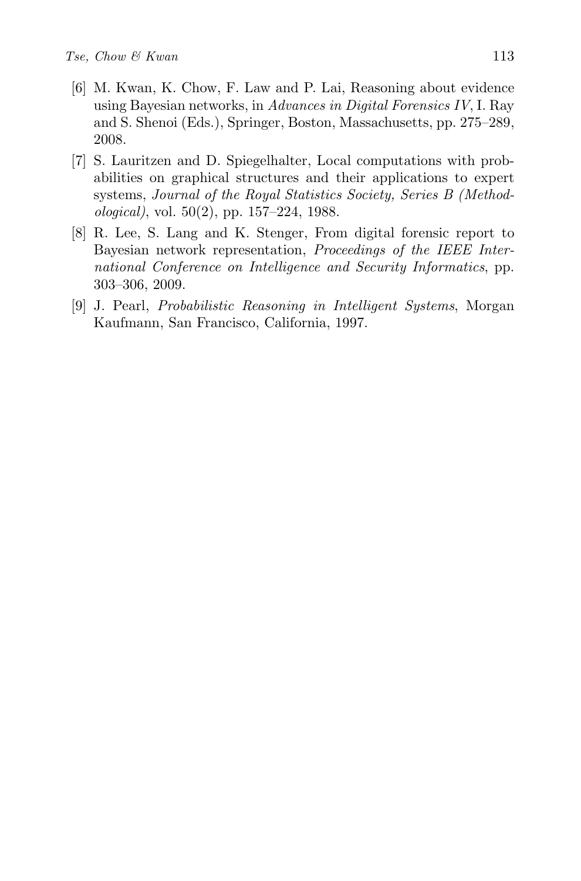[6] M. Kwan, K. Chow, F. Law and P. Lai, Reasoning about evidence using Bayesian networks, in *Advances in Digital Forensics IV*, I. Ray and S. Shenoi (Eds.), Springer, Boston, Massachusetts, pp. 275–289, 2008.

[7] S. Lauritzen and D. Spiegelhalter, Local computations with probabilities on graphical structures and their applications to expert systems, *Journal of the Royal Statistics Society, Series B (Methodological)*, vol. 50(2), pp. 157–224, 1988.

[8] R. Lee, S. Lang and K. Stenger, From digital forensic report to Bayesian network representation, *Proceedings of the IEEE International Conference on Intelligence and Security Informatics*, pp. 303–306, 2009.

[9] J. Pearl, *Probabilistic Reasoning in Intelligent Systems*, Morgan Kaufmann, San Francisco, California, 1997.